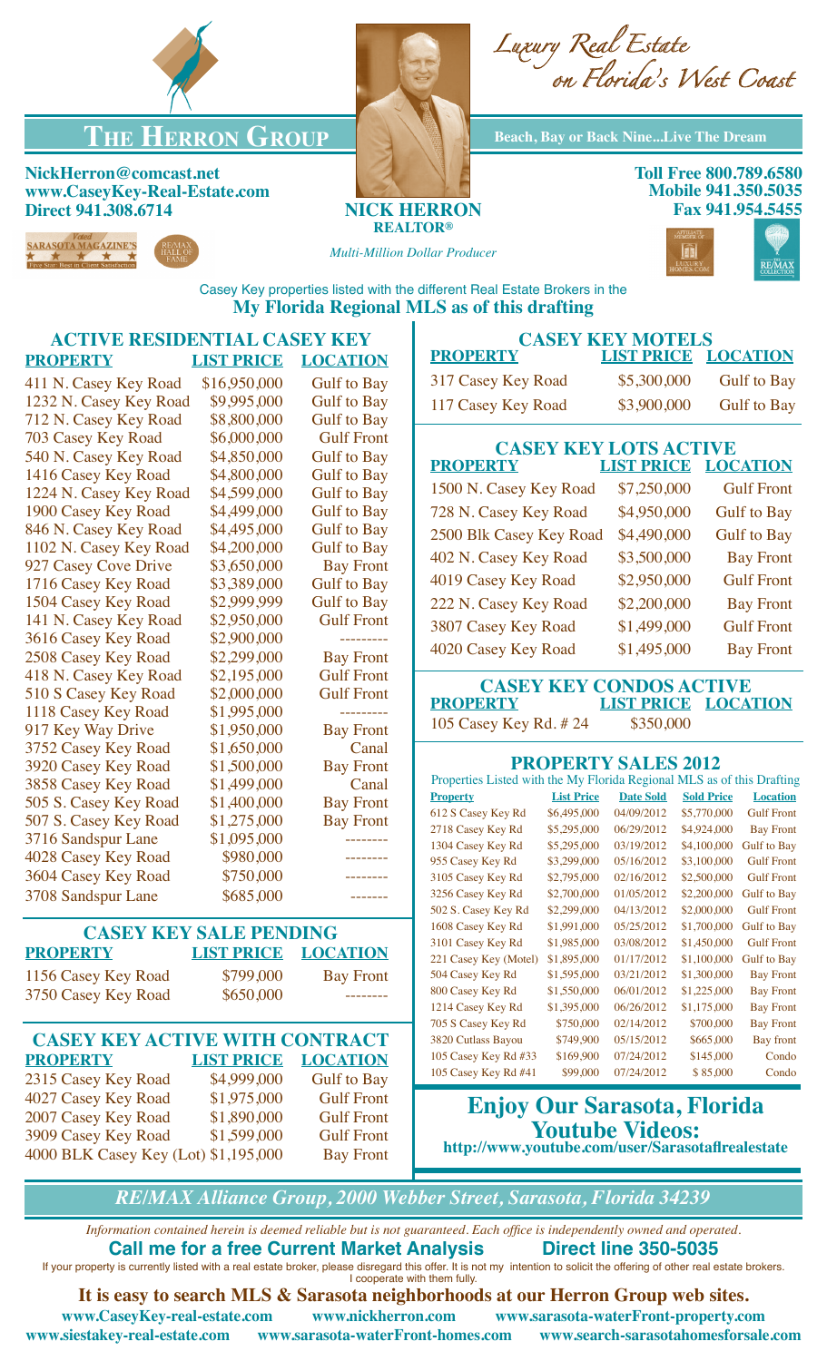# The Herron Group

*Luxury Real Estate on Florida's West Coast*

**Beach, Bay or Back Nine...Live The Dream**

**NickHerron@comcast.net**
**www.CaseyKey-Real-Estate.com**
**Direct 941.308.6714**

**NICK HERRON**
**REALTOR®**
*Multi-Million Dollar Producer*

**Toll Free 800.789.6580**
**Mobile 941.350.5035**
**Fax 941.954.5455**

Voted Sarasota Magazine's Five Star: Best in Client Satisfaction

RE/MAX Hall of Fame

Affiliate Member of Luxury Homes.com

RE/MAX Collection

Casey Key properties listed with the different Real Estate Brokers in the
**My Florida Regional MLS as of this drafting**

## ACTIVE RESIDENTIAL CASEY KEY

| PROPERTY | LIST PRICE | LOCATION |
|---|---|---|
| 411 N. Casey Key Road | $16,950,000 | Gulf to Bay |
| 1232 N. Casey Key Road | $9,995,000 | Gulf to Bay |
| 712 N. Casey Key Road | $8,800,000 | Gulf to Bay |
| 703 Casey Key Road | $6,000,000 | Gulf Front |
| 540 N. Casey Key Road | $4,850,000 | Gulf to Bay |
| 1416 Casey Key Road | $4,800,000 | Gulf to Bay |
| 1224 N. Casey Key Road | $4,599,000 | Gulf to Bay |
| 1900 Casey Key Road | $4,499,000 | Gulf to Bay |
| 846 N. Casey Key Road | $4,495,000 | Gulf to Bay |
| 1102 N. Casey Key Road | $4,200,000 | Gulf to Bay |
| 927 Casey Cove Drive | $3,650,000 | Bay Front |
| 1716 Casey Key Road | $3,389,000 | Gulf to Bay |
| 1504 Casey Key Road | $2,999,999 | Gulf to Bay |
| 141 N. Casey Key Road | $2,950,000 | Gulf Front |
| 3616 Casey Key Road | $2,900,000 | --------- |
| 2508 Casey Key Road | $2,299,000 | Bay Front |
| 418 N. Casey Key Road | $2,195,000 | Gulf Front |
| 510 S Casey Key Road | $2,000,000 | Gulf Front |
| 1118 Casey Key Road | $1,995,000 | --------- |
| 917 Key Way Drive | $1,950,000 | Bay Front |
| 3752 Casey Key Road | $1,650,000 | Canal |
| 3920 Casey Key Road | $1,500,000 | Bay Front |
| 3858 Casey Key Road | $1,499,000 | Canal |
| 505 S. Casey Key Road | $1,400,000 | Bay Front |
| 507 S. Casey Key Road | $1,275,000 | Bay Front |
| 3716 Sandspur Lane | $1,095,000 | -------- |
| 4028 Casey Key Road | $980,000 | -------- |
| 3604 Casey Key Road | $750,000 | -------- |
| 3708 Sandspur Lane | $685,000 | ------- |

## CASEY KEY SALE PENDING

| PROPERTY | LIST PRICE | LOCATION |
|---|---|---|
| 1156 Casey Key Road | $799,000 | Bay Front |
| 3750 Casey Key Road | $650,000 | -------- |

## CASEY KEY ACTIVE WITH CONTRACT

| PROPERTY | LIST PRICE | LOCATION |
|---|---|---|
| 2315 Casey Key Road | $4,999,000 | Gulf to Bay |
| 4027 Casey Key Road | $1,975,000 | Gulf Front |
| 2007 Casey Key Road | $1,890,000 | Gulf Front |
| 3909 Casey Key Road | $1,599,000 | Gulf Front |
| 4000 BLK Casey Key (Lot) | $1,195,000 | Bay Front |

## CASEY KEY MOTELS

| PROPERTY | LIST PRICE | LOCATION |
|---|---|---|
| 317 Casey Key Road | $5,300,000 | Gulf to Bay |
| 117 Casey Key Road | $3,900,000 | Gulf to Bay |

## CASEY KEY LOTS ACTIVE

| PROPERTY | LIST PRICE | LOCATION |
|---|---|---|
| 1500 N. Casey Key Road | $7,250,000 | Gulf Front |
| 728 N. Casey Key Road | $4,950,000 | Gulf to Bay |
| 2500 Blk Casey Key Road | $4,490,000 | Gulf to Bay |
| 402 N. Casey Key Road | $3,500,000 | Bay Front |
| 4019 Casey Key Road | $2,950,000 | Gulf Front |
| 222 N. Casey Key Road | $2,200,000 | Bay Front |
| 3807 Casey Key Road | $1,499,000 | Gulf Front |
| 4020 Casey Key Road | $1,495,000 | Bay Front |

## CASEY KEY CONDOS ACTIVE

| PROPERTY | LIST PRICE | LOCATION |
|---|---|---|
| 105 Casey Key Rd. # 24 | $350,000 | |

## PROPERTY SALES 2012

Properties Listed with the My Florida Regional MLS as of this Drafting

| Property | List Price | Date Sold | Sold Price | Location |
|---|---|---|---|---|
| 612 S Casey Key Rd | $6,495,000 | 04/09/2012 | $5,770,000 | Gulf Front |
| 2718 Casey Key Rd | $5,295,000 | 06/29/2012 | $4,924,000 | Bay Front |
| 1304 Casey Key Rd | $5,295,000 | 03/19/2012 | $4,100,000 | Gulf to Bay |
| 955 Casey Key Rd | $3,299,000 | 05/16/2012 | $3,100,000 | Gulf Front |
| 3105 Casey Key Rd | $2,795,000 | 02/16/2012 | $2,500,000 | Gulf Front |
| 3256 Casey Key Rd | $2,700,000 | 01/05/2012 | $2,200,000 | Gulf to Bay |
| 502 S. Casey Key Rd | $2,299,000 | 04/13/2012 | $2,000,000 | Gulf Front |
| 1608 Casey Key Rd | $1,991,000 | 05/25/2012 | $1,700,000 | Gulf to Bay |
| 3101 Casey Key Rd | $1,985,000 | 03/08/2012 | $1,450,000 | Gulf Front |
| 221 Casey Key (Motel) | $1,895,000 | 01/17/2012 | $1,100,000 | Gulf to Bay |
| 504 Casey Key Rd | $1,595,000 | 03/21/2012 | $1,300,000 | Bay Front |
| 800 Casey Key Rd | $1,550,000 | 06/01/2012 | $1,225,000 | Bay Front |
| 1214 Casey Key Rd | $1,395,000 | 06/26/2012 | $1,175,000 | Bay Front |
| 705 S Casey Key Rd | $750,000 | 02/14/2012 | $700,000 | Bay Front |
| 3820 Cutlass Bayou | $749,900 | 05/15/2012 | $665,000 | Bay front |
| 105 Casey Key Rd #33 | $169,900 | 07/24/2012 | $145,000 | Condo |
| 105 Casey Key Rd #41 | $99,000 | 07/24/2012 | $ 85,000 | Condo |

## Enjoy Our Sarasota, Florida Youtube Videos:

**http://www.youtube.com/user/Sarasotaflrealestate**

*RE/MAX Alliance Group, 2000 Webber Street, Sarasota, Florida 34239*

*Information contained herein is deemed reliable but is not guaranteed. Each office is independently owned and operated.*

**Call me for a free Current Market Analysis Direct line 350-5035**

If your property is currently listed with a real estate broker, please disregard this offer. It is not my intention to solicit the offering of other real estate brokers. I cooperate with them fully.

**It is easy to search MLS & Sarasota neighborhoods at our Herron Group web sites.**

**www.CaseyKey-real-estate.com www.nickherron.com www.sarasota-waterFront-property.com**
**www.siestakey-real-estate.com www.sarasota-waterFront-homes.com www.search-sarasotahomesforsale.com**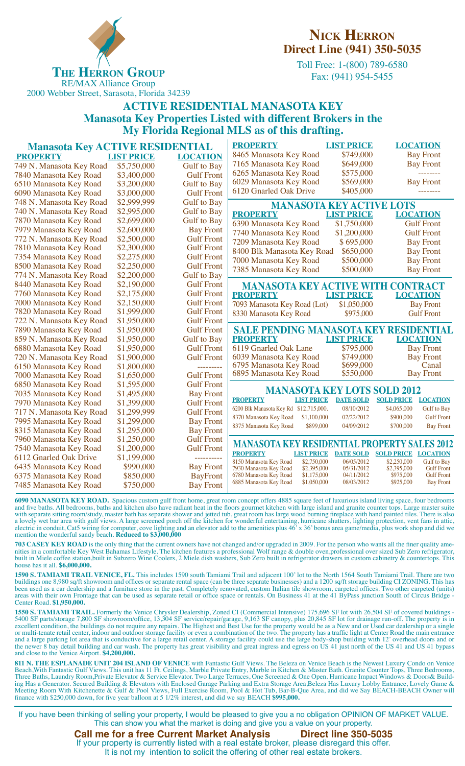**The Herron Group**
RE/MAX Alliance Group
2000 Webber Street, Sarasota, Florida 34239

**Nick Herron**
**Direct Line (941) 350-5035**
Toll Free: 1-(800) 789-6580
Fax: (941) 954-5455

# ACTIVE RESIDENTIAL MANASOTA KEY
## Manasota Key Properties Listed with different Brokers in the My Florida Regional MLS as of this drafting.

### Manasota Key ACTIVE RESIDENTIAL

| PROPERTY | LIST PRICE | LOCATION |
|---|---|---|
| 749 N. Manasota Key Road | $5,750,000 | Gulf to Bay |
| 7840 Manasota Key Road | $3,400,000 | Gulf Front |
| 6510 Manasota Key Road | $3,200,000 | Gulf to Bay |
| 6090 Manasota Key Road | $3,000,000 | Gulf Front |
| 748 N. Manasota Key Road | $2,999,999 | Gulf to Bay |
| 740 N. Manasota Key Road | $2,995,000 | Gulf to Bay |
| 7870 Manasota Key Road | $2,699,000 | Gulf to Bay |
| 7979 Manasota Key Road | $2,600,000 | Bay Front |
| 772 N. Manasota Key Road | $2,500,000 | Gulf Front |
| 7810 Manasota Key Road | $2,300,000 | Gulf Front |
| 7354 Manasota Key Road | $2,275,000 | Gulf Front |
| 8500 Manasota Key Road | $2,250,000 | Gulf Front |
| 774 N. Manasota Key Road | $2,200,000 | Gulf to Bay |
| 8440 Manasota Key Road | $2,190,000 | Gulf Front |
| 7760 Manasota Key Road | $2,175,000 | Gulf Front |
| 7000 Manasota Key Road | $2,150,000 | Gulf Front |
| 7820 Manasota Key Road | $1,999,000 | Gulf Front |
| 722 N. Manasota Key Road | $1,950,000 | Gulf Front |
| 7890 Manasota Key Road | $1,950,000 | Gulf Front |
| 859 N. Manasota Key Road | $1,950,000 | Gulf to Bay |
| 6880 Manasota Key Road | $1,950,000 | Gulf Front |
| 720 N. Manasota Key Road | $1,900,000 | Gulf Front |
| 6150 Manasota Key Road | $1,800,000 | --------- |
| 7000 Manasota Key Road | $1,650,000 | Gulf Front |
| 6850 Manasota Key Road | $1,595,000 | Gulf Front |
| 7035 Manasota Key Road | $1,495,000 | Bay Front |
| 7970 Manasota Key Road | $1,399,000 | Gulf Front |
| 717 N. Manasota Key Road | $1,299,999 | Gulf Front |
| 7995 Manasota Key Road | $1,299,000 | Bay Front |
| 8315 Manasota Key Road | $1,295,000 | Bay Front |
| 7960 Manasota Key Road | $1,250,000 | Gulf Front |
| 7540 Manasota Key Road | $1,200,000 | Gulf Front |
| 6112 Gnarled Oak Drive | $1,199,000 | ---------- |
| 6435 Manasota Key Road | $990,000 | Bay Front |
| 6375 Manasota Key Road | $850,000 | BayFront |
| 7485 Manasota Key Road | $750,000 | Bay Front |
| 8465 Manasota Key Road | $749,000 | Bay Front |
| 7165 Manasota Key Road | $649,000 | Bay Front |
| 6265 Manasota Key Road | $575,000 | -------- |
| 6029 Manasota Key Road | $569,000 | Bay Front |
| 6120 Gnarled Oak Drive | $405,000 | -------- |

### MANASOTA KEY ACTIVE LOTS

| PROPERTY | LIST PRICE | LOCATION |
|---|---|---|
| 6390 Manasota Key Road | $1,750,000 | Gulf Front |
| 7740 Manasota Key Road | $1,200,000 | Gulf Front |
| 7209 Manasota Key Road | $ 695,000 | Bay Front |
| 8400 Blk Manasota Key Road | $650,000 | Bay Front |
| 7000 Manasota Key Road | $500,000 | Bay Front |
| 7385 Manasota Key Road | $500,000 | Bay Front |

### MANASOTA KEY ACTIVE WITH CONTRACT

| PROPERTY | LIST PRICE | LOCATION |
|---|---|---|
| 7093 Manasota Key Road (Lot) | $1,050,000 | Bay Front |
| 8330 Manasota Key Road | $975,000 | Gulf Front |

### SALE PENDING MANASOTA KEY RESIDENTIAL

| PROPERTY | LIST PRICE | LOCATION |
|---|---|---|
| 6119 Gnarled Oak Lane | $795,000 | Bay Front |
| 6039 Manasota Key Road | $749,000 | Bay Front |
| 6795 Manasota Key Road | $699,000 | Canal |
| 6895 Manasota Key Road | $550,000 | Bay Front |

### MANASOTA KEY LOTS SOLD 2012

| PROPERTY | LIST PRICE | DATE SOLD | SOLD PRICE | LOCATION |
|---|---|---|---|---|
| 6200 Blk Manasota Key Rd | $12,715,000. | 08/10/2012 | $4,065,000 | Gulf to Bay |
| 8370 Manasota Key Road | $1,100,000 | 02/22/2012 | $900,000 | Gulf Front |
| 8375 Manasota Key Road | $899,000 | 04/09/2012 | $700,000 | Bay Front |

### MANASOTA KEY RESIDENTIAL PROPERTY SALES 2012

| PROPERTY | LIST PRICE | DATE SOLD | SOLD PRICE | LOCATION |
|---|---|---|---|---|
| 8150 Manasota Key Road | $2,750,000 | 06/05/2012 | $2,250,000 | Gulf to Bay |
| 7930 Manasota Key Road | $2,395,000 | 05/31/2012 | $2,395,000 | Gulf Front |
| 6780 Manasota Key Road | $1,175,000 | 04/11/2012 | $975,000 | Gulf Front |
| 6885 Manasota Key Road | $1,050,000 | 08/03/2012 | $925,000 | Bay Front |

**6090 MANASOTA KEY ROAD.** Spacious custom gulf front home, great room concept offers 4885 square feet of luxurious island living space, four bedrooms and five baths. All bedrooms, baths and kitchen also have radiant heat in the floors gourmet kitchen with large island and granite counter tops. Large master suite with separate sitting room/study, master bath has separate shower and jetted tub, great room has large wood burning fireplace with hand painted tiles. There is also a lovely wet bar area with gulf views. A large screened porch off the kitchen for wonderful entertaining, hurricane shutters, lighting protection, vent fans in attic, electric in conduit, Cat5 wiring for computer, cove lighting and an elevator add to the amenities plus 46' x 36' bonus area game/media, plus work shop and did we mention the wonderful sandy beach. **Reduced to $3,000,000**

**703 CASEY KEY ROAD** is the only thing that the current owners have not changed and/or upgraded in 2009. For the person who wants all the finer quality amenities in a comfortable Key West Bahamas Lifestyle. The kitchen features a professional Wolf range & double oven,professional over sized Sub Zero refrigerator, built in Miele coffee station,built in Subzero Wine Coolers, 2 Miele dish washers, Sub Zero built in refrigerator drawers in custom cabinetry & countertops. This house has it all. **$6,000,000.**

**1590 S. TAMIAMI TRAIL VENICE, FL.** This includes 1590 south Tamiami Trail and adjacent 100' lot to the North 1564 South Tamiami Trail. There are two buildings one 8,980 sq/ft showroom and offices or separate rental space (can be three separate businesses) and a 1200 sq/ft storage building CI ZONING. This has been used as a car dealership and a furniture store in the past. Completely renovated, custom Italian tile showroom, carpeted offices. Two other carpeted (units) areas with their own Frontage that can be used as separate retail or office space or rentals. On Business 41 at the 41 ByPass junction South of Circus Bridge - Center Road. **$1,950,000.**

**1550 S. TAMIAMI TRAIL.** Formerly the Venice Chrysler Dealership, Zoned CI (Commercial Intensive) 175,696 SF lot with 26,504 SF of covered buildings - 5400 SF parts/storage 7,800 SF showroom/office, 13,304 SF service/repair/garage, 9,163 SF canopy, plus 20,845 SF lot for drainage run-off. The property is in excellent condition, the buildings do not require any repairs. The Highest and Best Use for the property would be as a New and or Used car dealership or a single or multi-tenate retail center, indoor and outdoor storage facility or even a combination of the two. The property has a traffic light at Center Road the main entrance and a large parking lot area that is conductive for a large retail center. A storage facility could use the large body-shop building with 12' overhead doors and or the newer 8 bay detail building and car wash. The property has great visibility and great ingress and egress on US 41 just north of the US 41 and US 41 bypass and close to the Venice Airport. **$4,200,000.**

**811 N. THE ESPLANADE UNIT 204 ISLAND OF VENICE** with Fantastic Gulf Views. The Beleza on Venice Beach is the Newest Luxury Condo on Venice Beach,With Fantastic Gulf Views. This unit has 11 Ft. Ceilings, Marble Private Entry, Marble in Kitchen & Master Bath. Granite Counter Tops, Three Bedrooms, Three Baths, Laundry Room,Private Elevator & Service Elevator. Two Large Terraces, One Screened & One Open. Hurricane Impact Windows & Doors& Building Has a Generator. Secured Building & Elevators with Enclosed Garage Parking and Extra Storage Area,Beleza Has Luxury Lobby Entrance, Lovely Game & Meeting Room With Kitchenette & Gulf & Pool Views, Full Exercise Room, Pool & Hot Tub, Bar-B-Que Area, and did we Say BEACH-BEACH Owner will finance with $250,000 down, for five year balloon at 5 1/2% interest, and did we say BEACH **$995,000.**

If you have been thinking of selling your property, I would be pleased to give you a no obligation OPINION OF MARKET VALUE. This can show you what the market is doing and give you a value on your property.

**Call me for a free Current Market Analysis Direct line 350-5035**

If your property is currently listed with a real estate broker, please disregard this offer. It is not my intention to solicit the offering of other real estate brokers.